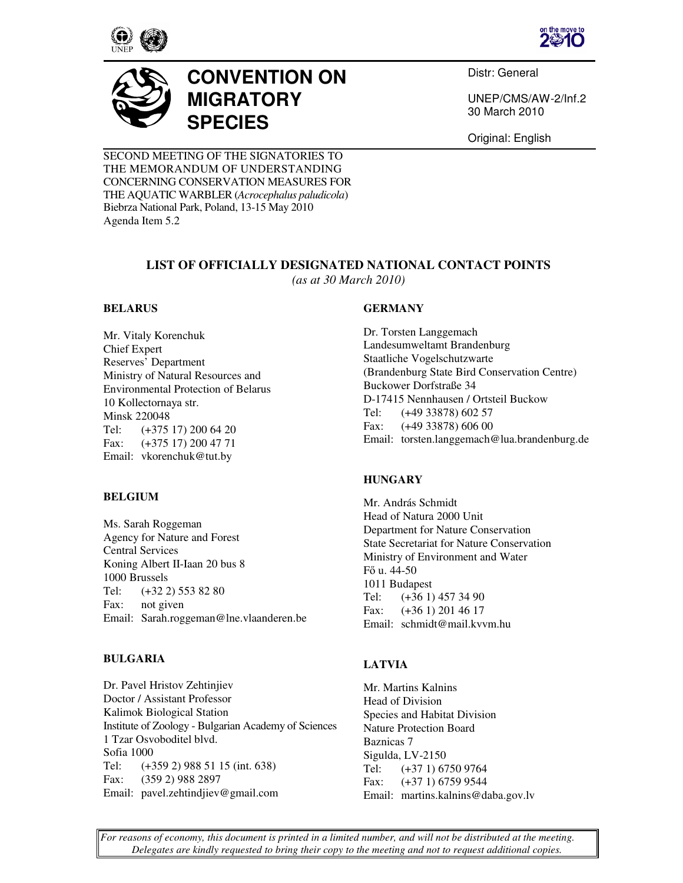# CONVENTION ON MIGRATORY SPECIES

Distr: General

UNEP/CMS/AW-2/Inf.2
30 March 2010

Original: English

SECOND MEETING OF THE SIGNATORIES TO THE MEMORANDUM OF UNDERSTANDING CONCERNING CONSERVATION MEASURES FOR THE AQUATIC WARBLER (*Acrocephalus paludicola*)
Biebrza National Park, Poland, 13-15 May 2010
Agenda Item 5.2

## LIST OF OFFICIALLY DESIGNATED NATIONAL CONTACT POINTS

*(as at 30 March 2010)*

### BELARUS

Mr. Vitaly Korenchuk
Chief Expert
Reserves' Department
Ministry of Natural Resources and Environmental Protection of Belarus
10 Kollectornaya str.
Minsk 220048
Tel: (+375 17) 200 64 20
Fax: (+375 17) 200 47 71
Email: vkorenchuk@tut.by

### BELGIUM

Ms. Sarah Roggeman
Agency for Nature and Forest
Central Services
Koning Albert II-Iaan 20 bus 8
1000 Brussels
Tel: (+32 2) 553 82 80
Fax: not given
Email: Sarah.roggeman@lne.vlaanderen.be

### BULGARIA

Dr. Pavel Hristov Zehtinjiev
Doctor / Assistant Professor
Kalimok Biological Station
Institute of Zoology - Bulgarian Academy of Sciences
1 Tzar Osvoboditel blvd.
Sofia 1000
Tel: (+359 2) 988 51 15 (int. 638)
Fax: (359 2) 988 2897
Email: pavel.zehtindjiev@gmail.com

### GERMANY

Dr. Torsten Langgemach
Landesumweltamt Brandenburg
Staatliche Vogelschutzwarte
(Brandenburg State Bird Conservation Centre)
Buckower Dorfstraße 34
D-17415 Nennhausen / Ortsteil Buckow
Tel: (+49 33878) 602 57
Fax: (+49 33878) 606 00
Email: torsten.langgemach@lua.brandenburg.de

### HUNGARY

Mr. András Schmidt
Head of Natura 2000 Unit
Department for Nature Conservation
State Secretariat for Nature Conservation
Ministry of Environment and Water
Fő u. 44-50
1011 Budapest
Tel: (+36 1) 457 34 90
Fax: (+36 1) 201 46 17
Email: schmidt@mail.kvvm.hu

### LATVIA

Mr. Martins Kalnins
Head of Division
Species and Habitat Division
Nature Protection Board
Baznicas 7
Sigulda, LV-2150
Tel: (+37 1) 6750 9764
Fax: (+37 1) 6759 9544
Email: martins.kalnins@daba.gov.lv

*For reasons of economy, this document is printed in a limited number, and will not be distributed at the meeting. Delegates are kindly requested to bring their copy to the meeting and not to request additional copies.*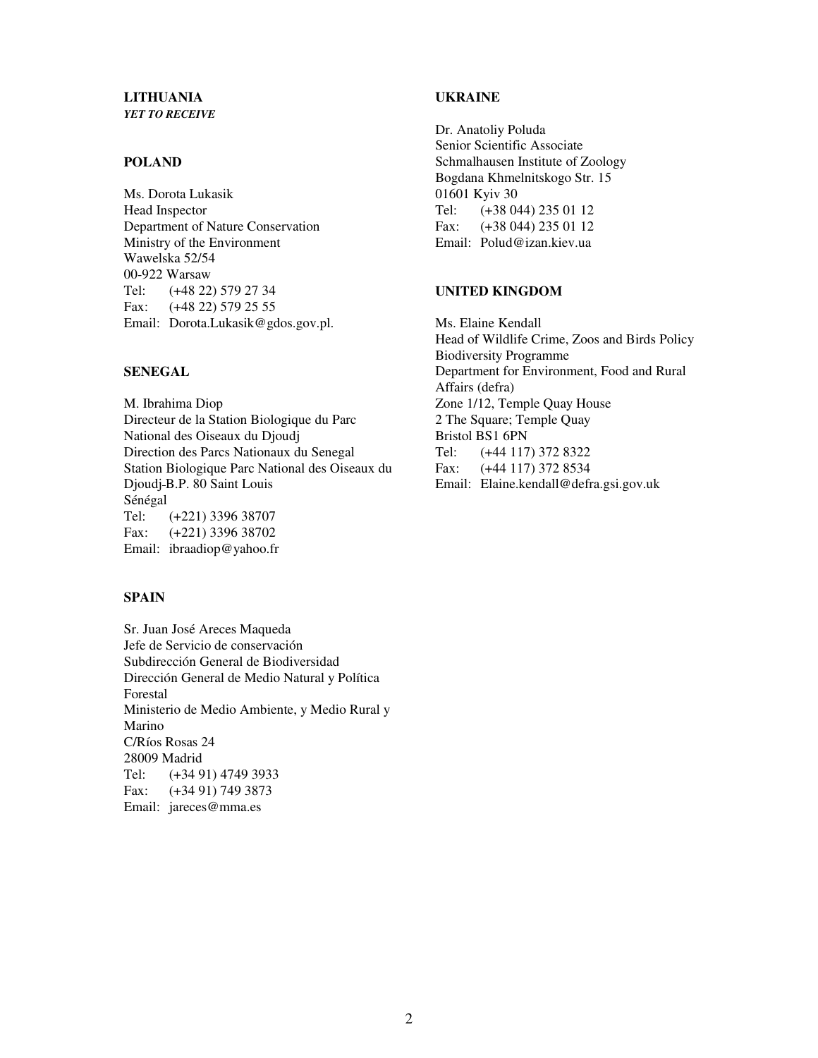**LITHUANIA**

***YET TO RECEIVE***

**POLAND**

Ms. Dorota Lukasik
Head Inspector
Department of Nature Conservation
Ministry of the Environment
Wawelska 52/54
00-922 Warsaw
Tel: (+48 22) 579 27 34
Fax: (+48 22) 579 25 55
Email: Dorota.Lukasik@gdos.gov.pl.

**SENEGAL**

M. Ibrahima Diop
Directeur de la Station Biologique du Parc National des Oiseaux du Djoudj
Direction des Parcs Nationaux du Senegal
Station Biologique Parc National des Oiseaux du Djoudj-B.P. 80 Saint Louis
Sénégal
Tel: (+221) 3396 38707
Fax: (+221) 3396 38702
Email: ibraadiop@yahoo.fr

**SPAIN**

Sr. Juan José Areces Maqueda
Jefe de Servicio de conservación
Subdirección General de Biodiversidad
Dirección General de Medio Natural y Política Forestal
Ministerio de Medio Ambiente, y Medio Rural y Marino
C/Ríos Rosas 24
28009 Madrid
Tel: (+34 91) 4749 3933
Fax: (+34 91) 749 3873
Email: jareces@mma.es

**UKRAINE**

Dr. Anatoliy Poluda
Senior Scientific Associate
Schmalhausen Institute of Zoology
Bogdana Khmelnitskogo Str. 15
01601 Kyiv 30
Tel: (+38 044) 235 01 12
Fax: (+38 044) 235 01 12
Email: Polud@izan.kiev.ua

**UNITED KINGDOM**

Ms. Elaine Kendall
Head of Wildlife Crime, Zoos and Birds Policy
Biodiversity Programme
Department for Environment, Food and Rural Affairs (defra)
Zone 1/12, Temple Quay House
2 The Square; Temple Quay
Bristol BS1 6PN
Tel: (+44 117) 372 8322
Fax: (+44 117) 372 8534
Email: Elaine.kendall@defra.gsi.gov.uk